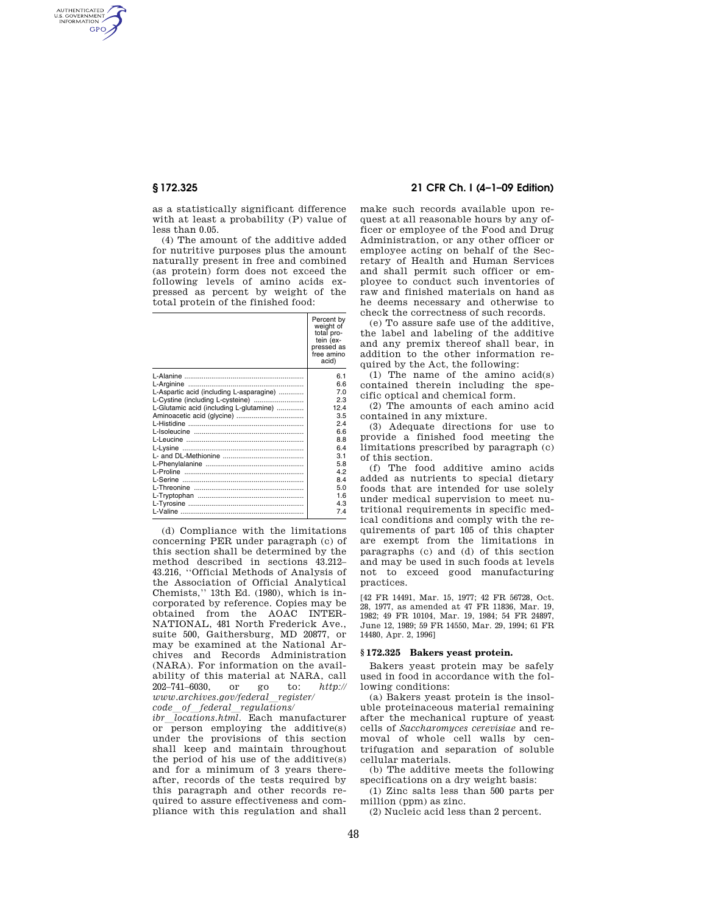as a statistically significant difference with at least a probability (P) value of less than 0.05.

(4) The amount of the additive added for nutritive purposes plus the amount naturally present in free and combined (as protein) form does not exceed the following levels of amino acids expressed as percent by weight of the total protein of the finished food:

| | Percent by weight of total protein (expressed as free amino acid) |
|---|---|
| L-Alanine | 6.1 |
| L-Arginine | 6.6 |
| L-Aspartic acid (including L-asparagine) | 7.0 |
| L-Cystine (including L-cysteine) | 2.3 |
| L-Glutamic acid (including L-glutamine) | 12.4 |
| Aminoacetic acid (glycine) | 3.5 |
| L-Histidine | 2.4 |
| L-Isoleucine | 6.6 |
| L-Leucine | 8.8 |
| L-Lysine | 6.4 |
| L- and DL-Methionine | 3.1 |
| L-Phenylalanine | 5.8 |
| L-Proline | 4.2 |
| L-Serine | 8.4 |
| L-Threonine | 5.0 |
| L-Tryptophan | 1.6 |
| L-Tyrosine | 4.3 |
| L-Valine | 7.4 |

(d) Compliance with the limitations concerning PER under paragraph (c) of this section shall be determined by the method described in sections 43.212–43.216, ''Official Methods of Analysis of the Association of Official Analytical Chemists,'' 13th Ed. (1980), which is incorporated by reference. Copies may be obtained from the AOAC INTERNATIONAL, 481 North Frederick Ave., suite 500, Gaithersburg, MD 20877, or may be examined at the National Archives and Records Administration (NARA). For information on the availability of this material at NARA, call 202–741–6030, or go to: *http://www.archives.gov/federal_register/code_of_federal_regulations/ibr_locations.html.* Each manufacturer or person employing the additive(s) under the provisions of this section shall keep and maintain throughout the period of his use of the additive(s) and for a minimum of 3 years thereafter, records of the tests required by this paragraph and other records required to assure effectiveness and compliance with this regulation and shall make such records available upon request at all reasonable hours by any officer or employee of the Food and Drug Administration, or any other officer or employee acting on behalf of the Secretary of Health and Human Services and shall permit such officer or employee to conduct such inventories of raw and finished materials on hand as he deems necessary and otherwise to check the correctness of such records.

(e) To assure safe use of the additive, the label and labeling of the additive and any premix thereof shall bear, in addition to the other information required by the Act, the following:

(1) The name of the amino acid(s) contained therein including the specific optical and chemical form.

(2) The amounts of each amino acid contained in any mixture.

(3) Adequate directions for use to provide a finished food meeting the limitations prescribed by paragraph (c) of this section.

(f) The food additive amino acids added as nutrients to special dietary foods that are intended for use solely under medical supervision to meet nutritional requirements in specific medical conditions and comply with the requirements of part 105 of this chapter are exempt from the limitations in paragraphs (c) and (d) of this section and may be used in such foods at levels not to exceed good manufacturing practices.

[42 FR 14491, Mar. 15, 1977; 42 FR 56728, Oct. 28, 1977, as amended at 47 FR 11836, Mar. 19, 1982; 49 FR 10104, Mar. 19, 1984; 54 FR 24897, June 12, 1989; 59 FR 14550, Mar. 29, 1994; 61 FR 14480, Apr. 2, 1996]

## § 172.325 Bakers yeast protein.

Bakers yeast protein may be safely used in food in accordance with the following conditions:

(a) Bakers yeast protein is the insoluble proteinaceous material remaining after the mechanical rupture of yeast cells of *Saccharomyces cerevisiae* and removal of whole cell walls by centrifugation and separation of soluble cellular materials.

(b) The additive meets the following specifications on a dry weight basis:

(1) Zinc salts less than 500 parts per million (ppm) as zinc.

(2) Nucleic acid less than 2 percent.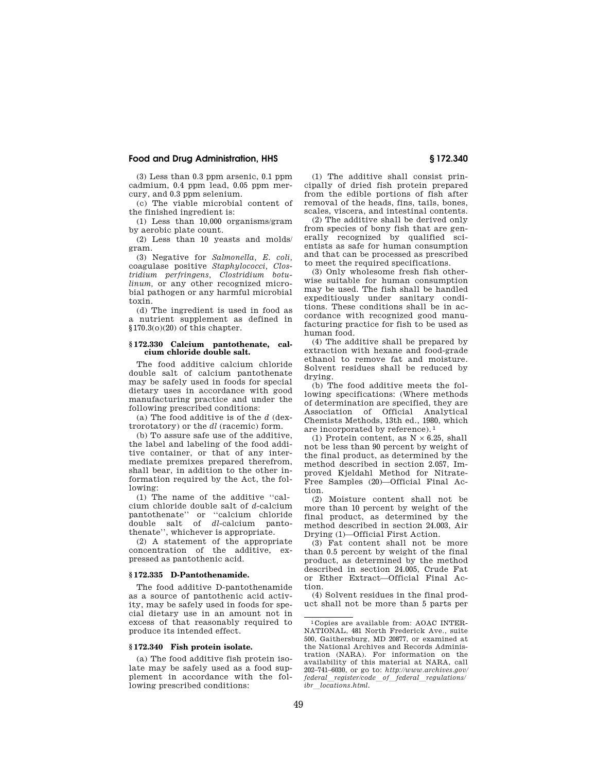(3) Less than 0.3 ppm arsenic, 0.1 ppm cadmium, 0.4 ppm lead, 0.05 ppm mercury, and 0.3 ppm selenium.

(c) The viable microbial content of the finished ingredient is:

(1) Less than 10,000 organisms/gram by aerobic plate count.

(2) Less than 10 yeasts and molds/gram.

(3) Negative for *Salmonella*, *E. coli*, coagulase positive *Staphylococci*, *Clostridium perfringens*, *Clostridium botulinum*, or any other recognized microbial pathogen or any harmful microbial toxin.

(d) The ingredient is used in food as a nutrient supplement as defined in §170.3(o)(20) of this chapter.

### § 172.330 Calcium pantothenate, calcium chloride double salt.

The food additive calcium chloride double salt of calcium pantothenate may be safely used in foods for special dietary uses in accordance with good manufacturing practice and under the following prescribed conditions:

(a) The food additive is of the *d* (dextrorotatory) or the *dl* (racemic) form.

(b) To assure safe use of the additive, the label and labeling of the food additive container, or that of any intermediate premixes prepared therefrom, shall bear, in addition to the other information required by the Act, the following:

(1) The name of the additive "calcium chloride double salt of *d*-calcium pantothenate" or "calcium chloride double salt of *dl*-calcium pantothenate", whichever is appropriate.

(2) A statement of the appropriate concentration of the additive, expressed as pantothenic acid.

### § 172.335 D-Pantothenamide.

The food additive D-pantothenamide as a source of pantothenic acid activity, may be safely used in foods for special dietary use in an amount not in excess of that reasonably required to produce its intended effect.

### § 172.340 Fish protein isolate.

(a) The food additive fish protein isolate may be safely used as a food supplement in accordance with the following prescribed conditions:

(1) The additive shall consist principally of dried fish protein prepared from the edible portions of fish after removal of the heads, fins, tails, bones, scales, viscera, and intestinal contents.

(2) The additive shall be derived only from species of bony fish that are generally recognized by qualified scientists as safe for human consumption and that can be processed as prescribed to meet the required specifications.

(3) Only wholesome fresh fish otherwise suitable for human consumption may be used. The fish shall be handled expeditiously under sanitary conditions. These conditions shall be in accordance with recognized good manufacturing practice for fish to be used as human food.

(4) The additive shall be prepared by extraction with hexane and food-grade ethanol to remove fat and moisture. Solvent residues shall be reduced by drying.

(b) The food additive meets the following specifications: (Where methods of determination are specified, they are Association of Official Analytical Chemists Methods, 13th ed., 1980, which are incorporated by reference).[1]

(1) Protein content, as $N \times 6.25$, shall not be less than 90 percent by weight of the final product, as determined by the method described in section 2.057, Improved Kjeldahl Method for Nitrate-Free Samples (20)—Official Final Action.

(2) Moisture content shall not be more than 10 percent by weight of the final product, as determined by the method described in section 24.003, Air Drying (1)—Official First Action.

(3) Fat content shall not be more than 0.5 percent by weight of the final product, as determined by the method described in section 24.005, Crude Fat or Ether Extract—Official Final Action.

(4) Solvent residues in the final product shall not be more than 5 parts per

[1] Copies are available from: AOAC INTERNATIONAL, 481 North Frederick Ave., suite 500, Gaithersburg, MD 20877, or examined at the National Archives and Records Administration (NARA). For information on the availability of this material at NARA, call 202–741–6030, or go to: *http://www.archives.gov/federal_register/code_of_federal_regulations/ibr_locations.html*.